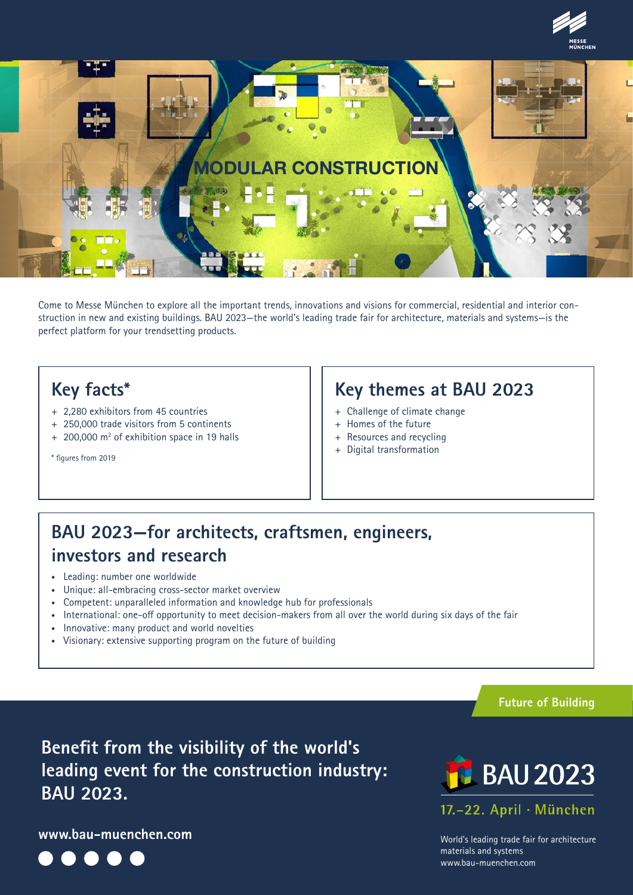MESSE MÜNCHEN

MODULAR CONSTRUCTION

Come to Messe München to explore all the important trends, innovations and visions for commercial, residential and interior construction in new and existing buildings. BAU 2023—the world's leading trade fair for architecture, materials and systems—is the perfect platform for your trendsetting products.

## Key facts*

+ 2,280 exhibitors from 45 countries
+ 250,000 trade visitors from 5 continents
+ 200,000 m$^2$ of exhibition space in 19 halls

\* figures from 2019

## Key themes at BAU 2023

+ Challenge of climate change
+ Homes of the future
+ Resources and recycling
+ Digital transformation

## BAU 2023—for architects, craftsmen, engineers, investors and research

- Leading: number one worldwide
- Unique: all-embracing cross-sector market overview
- Competent: unparalleled information and knowledge hub for professionals
- International: one-off opportunity to meet decision-makers from all over the world during six days of the fair
- Innovative: many product and world novelties
- Visionary: extensive supporting program on the future of building

**Future of Building**

## Benefit from the visibility of the world's leading event for the construction industry: BAU 2023.

**www.bau-muenchen.com**

BAU 2023

17.–22. April · München

World's leading trade fair for architecture materials and systems
www.bau-muenchen.com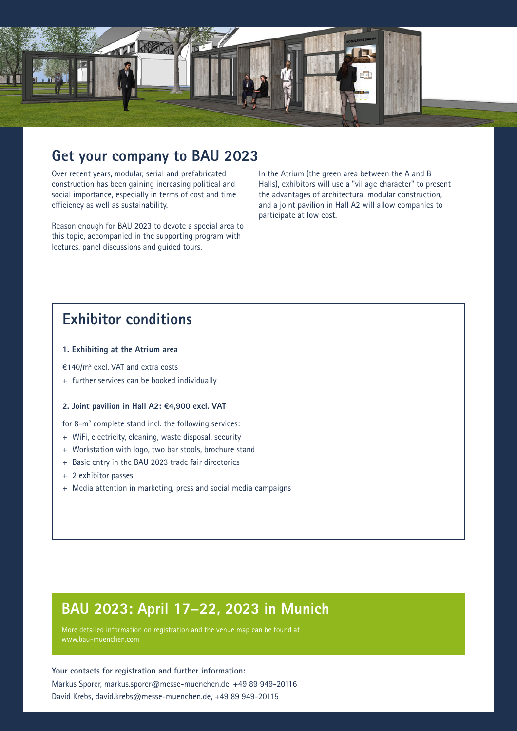## Get your company to BAU 2023

Over recent years, modular, serial and prefabricated construction has been gaining increasing political and social importance, especially in terms of cost and time efficiency as well as sustainability.

Reason enough for BAU 2023 to devote a special area to this topic, accompanied in the supporting program with lectures, panel discussions and guided tours.

In the Atrium (the green area between the A and B Halls), exhibitors will use a "village character" to present the advantages of architectural modular construction, and a joint pavilion in Hall A2 will allow companies to participate at low cost.

## Exhibitor conditions

**1. Exhibiting at the Atrium area**

€140/m² excl. VAT and extra costs

+ further services can be booked individually

**2. Joint pavilion in Hall A2: €4,900 excl. VAT**

for 8-m² complete stand incl. the following services:

+ WiFi, electricity, cleaning, waste disposal, security
+ Workstation with logo, two bar stools, brochure stand
+ Basic entry in the BAU 2023 trade fair directories
+ 2 exhibitor passes
+ Media attention in marketing, press and social media campaigns

## BAU 2023: April 17–22, 2023 in Munich

More detailed information on registration and the venue map can be found at www.bau-muenchen.com

**Your contacts for registration and further information:**

Markus Sporer, markus.sporer@messe-muenchen.de, +49 89 949-20116

David Krebs, david.krebs@messe-muenchen.de, +49 89 949-20115